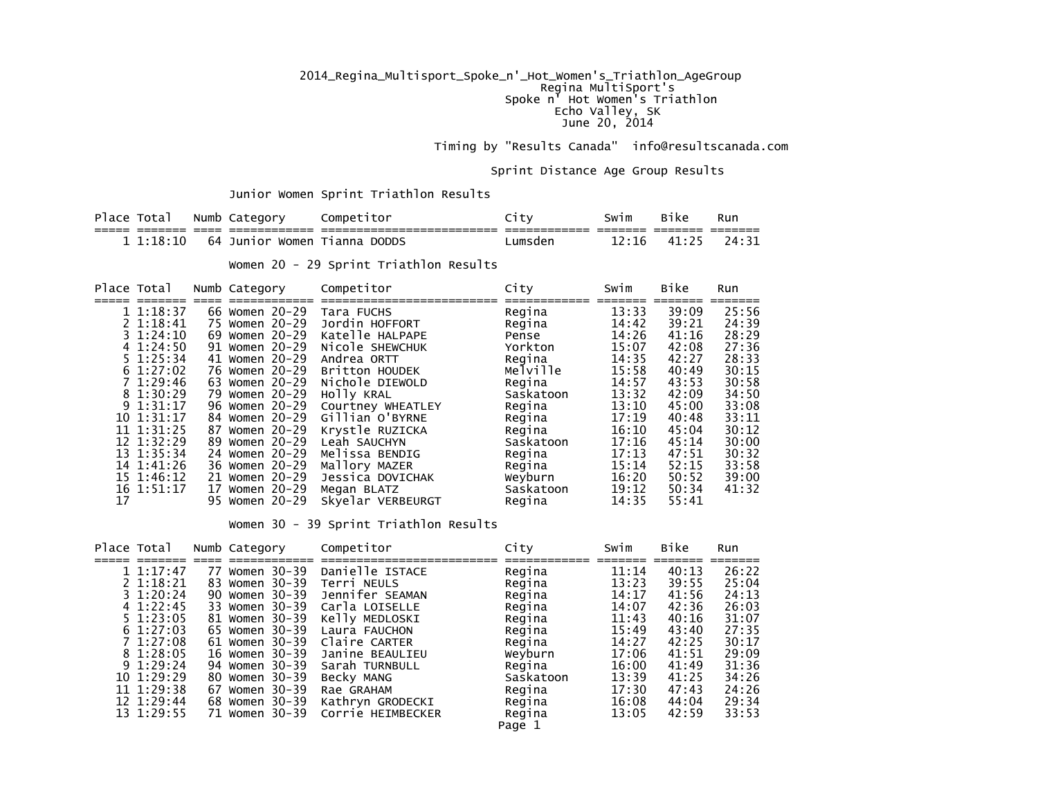# 2014_Regina_Multisport_Spoke_n'_Hot_Women's_Triathlon_AgeGroup

Regina MultiSport's
Spoke n' Hot Women's Triathlon
Echo Valley, SK
June 20, 2014

Timing by "Results Canada" info@resultscanada.com

## Sprint Distance Age Group Results

### Junior Women Sprint Triathlon Results

| Place | Total | Numb | Category | Competitor | City | Swim | Bike | Run |
|---|---|---|---|---|---|---|---|---|
| 1 | 1:18:10 | 64 | Junior Women | Tianna DODDS | Lumsden | 12:16 | 41:25 | 24:31 |

### Women 20 - 29 Sprint Triathlon Results

| Place | Total | Numb | Category | Competitor | City | Swim | Bike | Run |
|---|---|---|---|---|---|---|---|---|
| 1 | 1:18:37 | 66 | Women 20-29 | Tara FUCHS | Regina | 13:33 | 39:09 | 25:56 |
| 2 | 1:18:41 | 75 | Women 20-29 | Jordin HOFFORT | Regina | 14:42 | 39:21 | 24:39 |
| 3 | 1:24:10 | 69 | Women 20-29 | Katelle HALPAPE | Pense | 14:26 | 41:16 | 28:29 |
| 4 | 1:24:50 | 91 | Women 20-29 | Nicole SHEWCHUK | Yorkton | 15:07 | 42:08 | 27:36 |
| 5 | 1:25:34 | 41 | Women 20-29 | Andrea ORTT | Regina | 14:35 | 42:27 | 28:33 |
| 6 | 1:27:02 | 76 | Women 20-29 | Britton HOUDEK | Melville | 15:58 | 40:49 | 30:15 |
| 7 | 1:29:46 | 63 | Women 20-29 | Nichole DIEWOLD | Regina | 14:57 | 43:53 | 30:58 |
| 8 | 1:30:29 | 79 | Women 20-29 | Holly KRAL | Saskatoon | 13:32 | 42:09 | 34:50 |
| 9 | 1:31:17 | 96 | Women 20-29 | Courtney WHEATLEY | Regina | 13:10 | 45:00 | 33:08 |
| 10 | 1:31:17 | 84 | Women 20-29 | Gillian O'BYRNE | Regina | 17:19 | 40:48 | 33:11 |
| 11 | 1:31:25 | 87 | Women 20-29 | Krystle RUZICKA | Regina | 16:10 | 45:04 | 30:12 |
| 12 | 1:32:29 | 89 | Women 20-29 | Leah SAUCHYN | Saskatoon | 17:16 | 45:14 | 30:00 |
| 13 | 1:35:34 | 24 | Women 20-29 | Melissa BENDIG | Regina | 17:13 | 47:51 | 30:32 |
| 14 | 1:41:26 | 36 | Women 20-29 | Mallory MAZER | Regina | 15:14 | 52:15 | 33:58 |
| 15 | 1:46:12 | 21 | Women 20-29 | Jessica DOVICHAK | Weyburn | 16:20 | 50:52 | 39:00 |
| 16 | 1:51:17 | 17 | Women 20-29 | Megan BLATZ | Saskatoon | 19:12 | 50:34 | 41:32 |
| 17 | | 95 | Women 20-29 | Skyelar VERBEURGT | Regina | 14:35 | 55:41 | |

### Women 30 - 39 Sprint Triathlon Results

| Place | Total | Numb | Category | Competitor | City | Swim | Bike | Run |
|---|---|---|---|---|---|---|---|---|
| 1 | 1:17:47 | 77 | Women 30-39 | Danielle ISTACE | Regina | 11:14 | 40:13 | 26:22 |
| 2 | 1:18:21 | 83 | Women 30-39 | Terri NEULS | Regina | 13:23 | 39:55 | 25:04 |
| 3 | 1:20:24 | 90 | Women 30-39 | Jennifer SEAMAN | Regina | 14:17 | 41:56 | 24:13 |
| 4 | 1:22:45 | 33 | Women 30-39 | Carla LOISELLE | Regina | 14:07 | 42:36 | 26:03 |
| 5 | 1:23:05 | 81 | Women 30-39 | Kelly MEDLOSKI | Regina | 11:43 | 40:16 | 31:07 |
| 6 | 1:27:03 | 65 | Women 30-39 | Laura FAUCHON | Regina | 15:49 | 43:40 | 27:35 |
| 7 | 1:27:08 | 61 | Women 30-39 | Claire CARTER | Regina | 14:27 | 42:25 | 30:17 |
| 8 | 1:28:05 | 16 | Women 30-39 | Janine BEAULIEU | Weyburn | 17:06 | 41:51 | 29:09 |
| 9 | 1:29:24 | 94 | Women 30-39 | Sarah TURNBULL | Regina | 16:00 | 41:49 | 31:36 |
| 10 | 1:29:29 | 80 | Women 30-39 | Becky MANG | Saskatoon | 13:39 | 41:25 | 34:26 |
| 11 | 1:29:38 | 67 | Women 30-39 | Rae GRAHAM | Regina | 17:30 | 47:43 | 24:26 |
| 12 | 1:29:44 | 68 | Women 30-39 | Kathryn GRODECKI | Regina | 16:08 | 44:04 | 29:34 |
| 13 | 1:29:55 | 71 | Women 30-39 | Corrie HEIMBECKER | Regina | 13:05 | 42:59 | 33:53 |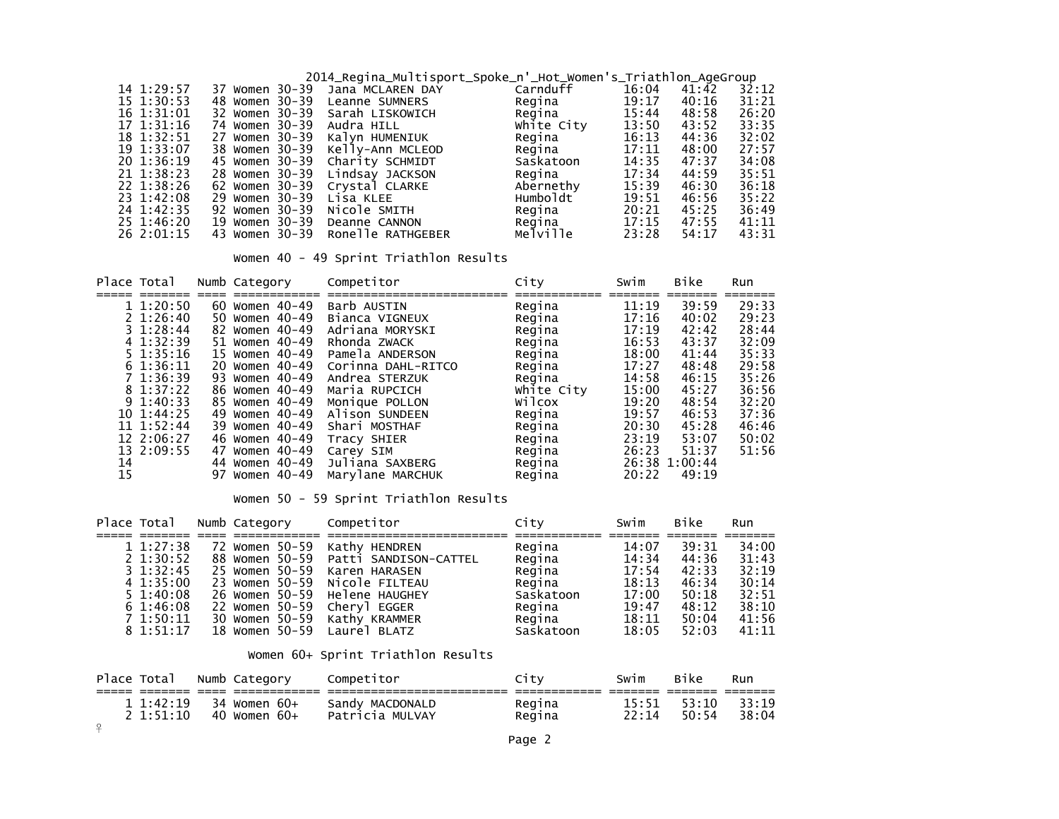2014_Regina_Multisport_Spoke_n'_Hot_Women's_Triathlon_AgeGroup

| | | | | | | | | |
|---|---|---|---|---|---|---|---|---|
| 14 | 1:29:57 | 37 | Women 30-39 | Jana MCLAREN DAY | Carnduff | 16:04 | 41:42 | 32:12 |
| 15 | 1:30:53 | 48 | Women 30-39 | Leanne SUMNERS | Regina | 19:17 | 40:16 | 31:21 |
| 16 | 1:31:01 | 32 | Women 30-39 | Sarah LISKOWICH | Regina | 15:44 | 48:58 | 26:20 |
| 17 | 1:31:16 | 74 | Women 30-39 | Audra HILL | White City | 13:50 | 43:52 | 33:35 |
| 18 | 1:32:51 | 27 | Women 30-39 | Kalyn HUMENIUK | Regina | 16:13 | 44:36 | 32:02 |
| 19 | 1:33:07 | 38 | Women 30-39 | Kelly-Ann MCLEOD | Regina | 17:11 | 48:00 | 27:57 |
| 20 | 1:36:19 | 45 | Women 30-39 | Charity SCHMIDT | Saskatoon | 14:35 | 47:37 | 34:08 |
| 21 | 1:38:23 | 28 | Women 30-39 | Lindsay JACKSON | Regina | 17:34 | 44:59 | 35:51 |
| 22 | 1:38:26 | 62 | Women 30-39 | Crystal CLARKE | Abernethy | 15:39 | 46:30 | 36:18 |
| 23 | 1:42:08 | 29 | Women 30-39 | Lisa KLEE | Humboldt | 19:51 | 46:56 | 35:22 |
| 24 | 1:42:35 | 92 | Women 30-39 | Nicole SMITH | Regina | 20:21 | 45:25 | 36:49 |
| 25 | 1:46:20 | 19 | Women 30-39 | Deanne CANNON | Regina | 17:15 | 47:55 | 41:11 |
| 26 | 2:01:15 | 43 | Women 30-39 | Ronelle RATHGEBER | Melville | 23:28 | 54:17 | 43:31 |

## Women 40 - 49 Sprint Triathlon Results

| Place | Total | Numb | Category | Competitor | City | Swim | Bike | Run |
|---|---|---|---|---|---|---|---|---|
| 1 | 1:20:50 | 60 | Women 40-49 | Barb AUSTIN | Regina | 11:19 | 39:59 | 29:33 |
| 2 | 1:26:40 | 50 | Women 40-49 | Bianca VIGNEUX | Regina | 17:16 | 40:02 | 29:23 |
| 3 | 1:28:44 | 82 | Women 40-49 | Adriana MORYSKI | Regina | 17:19 | 42:42 | 28:44 |
| 4 | 1:32:39 | 51 | Women 40-49 | Rhonda ZWACK | Regina | 16:53 | 43:37 | 32:09 |
| 5 | 1:35:16 | 15 | Women 40-49 | Pamela ANDERSON | Regina | 18:00 | 41:44 | 35:33 |
| 6 | 1:36:11 | 20 | Women 40-49 | Corinna DAHL-RITCO | Regina | 17:27 | 48:48 | 29:58 |
| 7 | 1:36:39 | 93 | Women 40-49 | Andrea STERZUK | Regina | 14:58 | 46:15 | 35:26 |
| 8 | 1:37:22 | 86 | Women 40-49 | Maria RUPCICH | White City | 15:00 | 45:27 | 36:56 |
| 9 | 1:40:33 | 85 | Women 40-49 | Monique POLLON | Wilcox | 19:20 | 48:54 | 32:20 |
| 10 | 1:44:25 | 49 | Women 40-49 | Alison SUNDEEN | Regina | 19:57 | 46:53 | 37:36 |
| 11 | 1:52:44 | 39 | Women 40-49 | Shari MOSTHAF | Regina | 20:30 | 45:28 | 46:46 |
| 12 | 2:06:27 | 46 | Women 40-49 | Tracy SHIER | Regina | 23:19 | 53:07 | 50:02 |
| 13 | 2:09:55 | 47 | Women 40-49 | Carey SIM | Regina | 26:23 | 51:37 | 51:56 |
| 14 | | 44 | Women 40-49 | Juliana SAXBERG | Regina | 26:38 | 1:00:44 | |
| 15 | | 97 | Women 40-49 | Marylane MARCHUK | Regina | 20:22 | 49:19 | |

## Women 50 - 59 Sprint Triathlon Results

| Place | Total | Numb | Category | Competitor | City | Swim | Bike | Run |
|---|---|---|---|---|---|---|---|---|
| 1 | 1:27:38 | 72 | Women 50-59 | Kathy HENDREN | Regina | 14:07 | 39:31 | 34:00 |
| 2 | 1:30:52 | 88 | Women 50-59 | Patti SANDISON-CATTEL | Regina | 14:34 | 44:36 | 31:43 |
| 3 | 1:32:45 | 25 | Women 50-59 | Karen HARASEN | Regina | 17:54 | 42:33 | 32:19 |
| 4 | 1:35:00 | 23 | Women 50-59 | Nicole FILTEAU | Regina | 18:13 | 46:34 | 30:14 |
| 5 | 1:40:08 | 26 | Women 50-59 | Helene HAUGHEY | Saskatoon | 17:00 | 50:18 | 32:51 |
| 6 | 1:46:08 | 22 | Women 50-59 | Cheryl EGGER | Regina | 19:47 | 48:12 | 38:10 |
| 7 | 1:50:11 | 30 | Women 50-59 | Kathy KRAMMER | Regina | 18:11 | 50:04 | 41:56 |
| 8 | 1:51:17 | 18 | Women 50-59 | Laurel BLATZ | Saskatoon | 18:05 | 52:03 | 41:11 |

## Women 60+ Sprint Triathlon Results

| Place | Total | Numb | Category | Competitor | City | Swim | Bike | Run |
|---|---|---|---|---|---|---|---|---|
| 1 | 1:42:19 | 34 | Women 60+ | Sandy MACDONALD | Regina | 15:51 | 53:10 | 33:19 |
| 2 | 1:51:10 | 40 | Women 60+ | Patricia MULVAY | Regina | 22:14 | 50:54 | 38:04 |